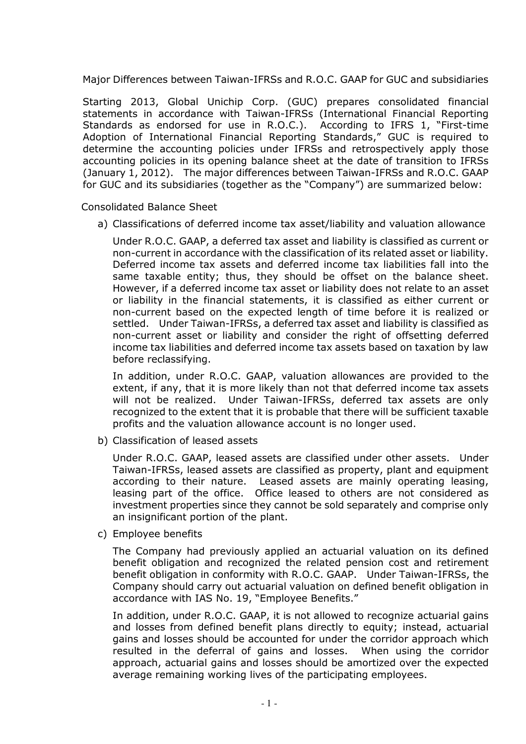# Major Differences between Taiwan-IFRSs and R.O.C. GAAP for GUC and subsidiaries

Starting 2013, Global Unichip Corp. (GUC) prepares consolidated financial statements in accordance with Taiwan-IFRSs (International Financial Reporting Standards as endorsed for use in R.O.C.). According to IFRS 1, "First-time Adoption of International Financial Reporting Standards," GUC is required to determine the accounting policies under IFRSs and retrospectively apply those accounting policies in its opening balance sheet at the date of transition to IFRSs (January 1, 2012). The major differences between Taiwan-IFRSs and R.O.C. GAAP for GUC and its subsidiaries (together as the "Company") are summarized below:

## Consolidated Balance Sheet

a) Classifications of deferred income tax asset/liability and valuation allowance

Under R.O.C. GAAP, a deferred tax asset and liability is classified as current or non-current in accordance with the classification of its related asset or liability. Deferred income tax assets and deferred income tax liabilities fall into the same taxable entity; thus, they should be offset on the balance sheet. However, if a deferred income tax asset or liability does not relate to an asset or liability in the financial statements, it is classified as either current or non-current based on the expected length of time before it is realized or settled. Under Taiwan-IFRSs, a deferred tax asset and liability is classified as non-current asset or liability and consider the right of offsetting deferred income tax liabilities and deferred income tax assets based on taxation by law before reclassifying.

In addition, under R.O.C. GAAP, valuation allowances are provided to the extent, if any, that it is more likely than not that deferred income tax assets will not be realized. Under Taiwan-IFRSs, deferred tax assets are only recognized to the extent that it is probable that there will be sufficient taxable profits and the valuation allowance account is no longer used.

b) Classification of leased assets

Under R.O.C. GAAP, leased assets are classified under other assets. Under Taiwan-IFRSs, leased assets are classified as property, plant and equipment according to their nature. Leased assets are mainly operating leasing, leasing part of the office. Office leased to others are not considered as investment properties since they cannot be sold separately and comprise only an insignificant portion of the plant.

c) Employee benefits

The Company had previously applied an actuarial valuation on its defined benefit obligation and recognized the related pension cost and retirement benefit obligation in conformity with R.O.C. GAAP. Under Taiwan-IFRSs, the Company should carry out actuarial valuation on defined benefit obligation in accordance with IAS No. 19, "Employee Benefits."

In addition, under R.O.C. GAAP, it is not allowed to recognize actuarial gains and losses from defined benefit plans directly to equity; instead, actuarial gains and losses should be accounted for under the corridor approach which resulted in the deferral of gains and losses. When using the corridor approach, actuarial gains and losses should be amortized over the expected average remaining working lives of the participating employees.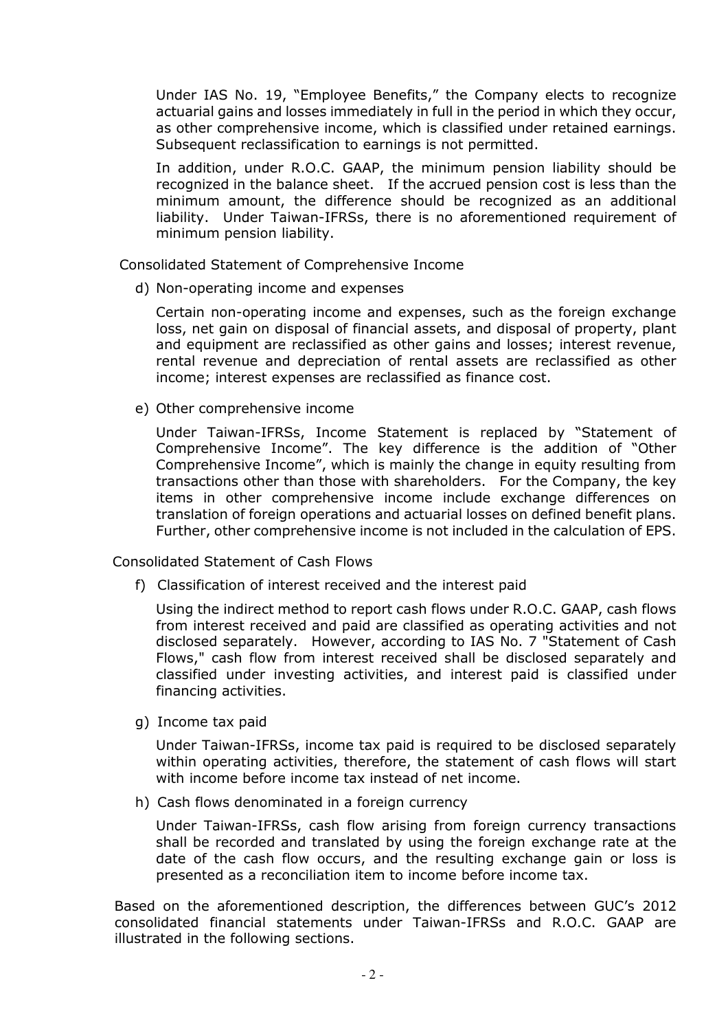Under IAS No. 19, "Employee Benefits," the Company elects to recognize actuarial gains and losses immediately in full in the period in which they occur, as other comprehensive income, which is classified under retained earnings. Subsequent reclassification to earnings is not permitted.

In addition, under R.O.C. GAAP, the minimum pension liability should be recognized in the balance sheet. If the accrued pension cost is less than the minimum amount, the difference should be recognized as an additional liability. Under Taiwan-IFRSs, there is no aforementioned requirement of minimum pension liability.

Consolidated Statement of Comprehensive Income

d) Non-operating income and expenses

Certain non-operating income and expenses, such as the foreign exchange loss, net gain on disposal of financial assets, and disposal of property, plant and equipment are reclassified as other gains and losses; interest revenue, rental revenue and depreciation of rental assets are reclassified as other income; interest expenses are reclassified as finance cost.

e) Other comprehensive income

Under Taiwan-IFRSs, Income Statement is replaced by "Statement of Comprehensive Income". The key difference is the addition of "Other Comprehensive Income", which is mainly the change in equity resulting from transactions other than those with shareholders. For the Company, the key items in other comprehensive income include exchange differences on translation of foreign operations and actuarial losses on defined benefit plans. Further, other comprehensive income is not included in the calculation of EPS.

Consolidated Statement of Cash Flows

f) Classification of interest received and the interest paid

Using the indirect method to report cash flows under R.O.C. GAAP, cash flows from interest received and paid are classified as operating activities and not disclosed separately. However, according to IAS No. 7 "Statement of Cash Flows," cash flow from interest received shall be disclosed separately and classified under investing activities, and interest paid is classified under financing activities.

g) Income tax paid

Under Taiwan-IFRSs, income tax paid is required to be disclosed separately within operating activities, therefore, the statement of cash flows will start with income before income tax instead of net income.

h) Cash flows denominated in a foreign currency

Under Taiwan-IFRSs, cash flow arising from foreign currency transactions shall be recorded and translated by using the foreign exchange rate at the date of the cash flow occurs, and the resulting exchange gain or loss is presented as a reconciliation item to income before income tax.

Based on the aforementioned description, the differences between GUC's 2012 consolidated financial statements under Taiwan-IFRSs and R.O.C. GAAP are illustrated in the following sections.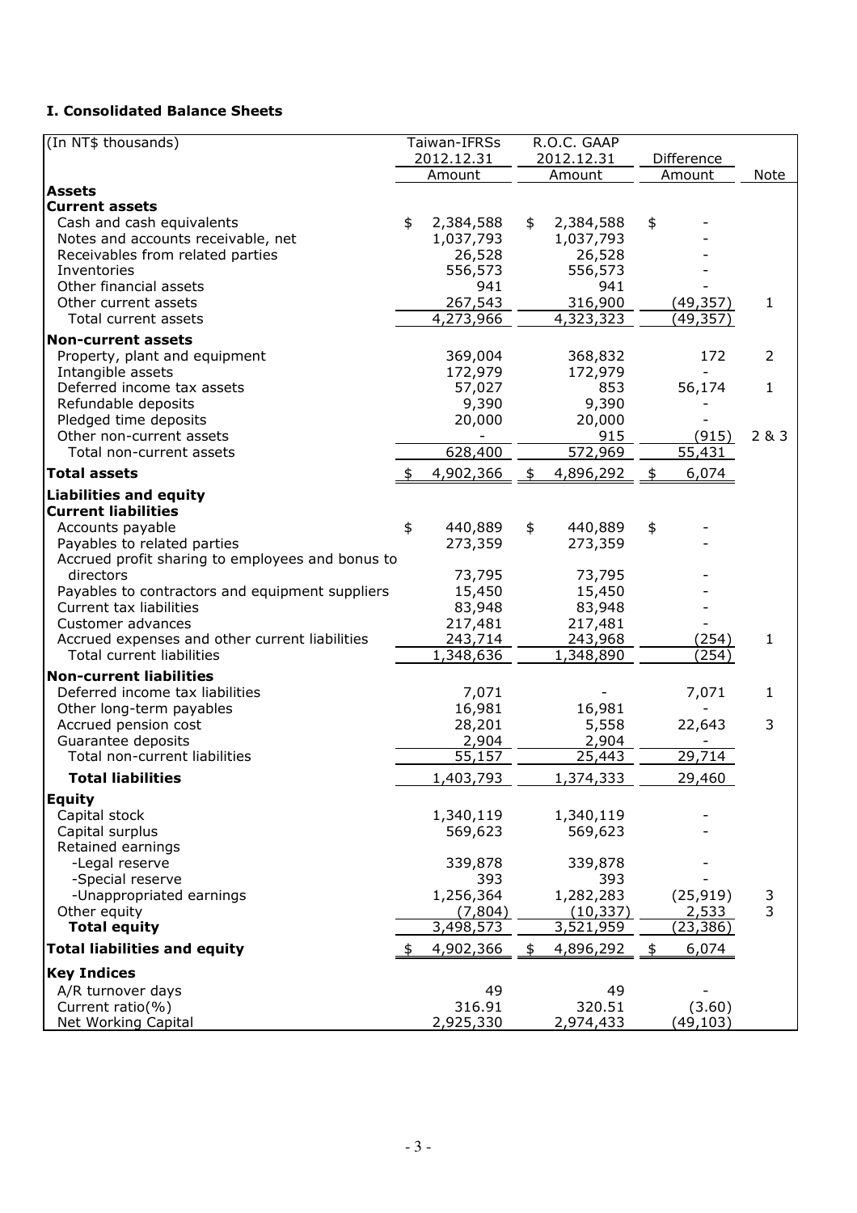### I. Consolidated Balance Sheets

| (In NT$ thousands) | Taiwan-IFRSs 2012.12.31 Amount | R.O.C. GAAP 2012.12.31 Amount | Difference Amount | Note |
|---|---|---|---|---|
| **Assets** | | | | |
| **Current assets** | | | | |
| Cash and cash equivalents | $ 2,384,588 | $ 2,384,588 | $ - | |
| Notes and accounts receivable, net | 1,037,793 | 1,037,793 | - | |
| Receivables from related parties | 26,528 | 26,528 | - | |
| Inventories | 556,573 | 556,573 | - | |
| Other financial assets | 941 | 941 | - | |
| Other current assets | 267,543 | 316,900 | (49,357) | 1 |
| Total current assets | 4,273,966 | 4,323,323 | (49,357) | |
| **Non-current assets** | | | | |
| Property, plant and equipment | 369,004 | 368,832 | 172 | 2 |
| Intangible assets | 172,979 | 172,979 | - | |
| Deferred income tax assets | 57,027 | 853 | 56,174 | 1 |
| Refundable deposits | 9,390 | 9,390 | - | |
| Pledged time deposits | 20,000 | 20,000 | - | |
| Other non-current assets | - | 915 | (915) | 2 & 3 |
| Total non-current assets | 628,400 | 572,969 | 55,431 | |
| **Total assets** | $ 4,902,366 | $ 4,896,292 | $ 6,074 | |
| **Liabilities and equity** | | | | |
| **Current liabilities** | | | | |
| Accounts payable | $ 440,889 | $ 440,889 | $ - | |
| Payables to related parties | 273,359 | 273,359 | - | |
| Accrued profit sharing to employees and bonus to directors | 73,795 | 73,795 | - | |
| Payables to contractors and equipment suppliers | 15,450 | 15,450 | - | |
| Current tax liabilities | 83,948 | 83,948 | - | |
| Customer advances | 217,481 | 217,481 | - | |
| Accrued expenses and other current liabilities | 243,714 | 243,968 | (254) | 1 |
| Total current liabilities | 1,348,636 | 1,348,890 | (254) | |
| **Non-current liabilities** | | | | |
| Deferred income tax liabilities | 7,071 | - | 7,071 | 1 |
| Other long-term payables | 16,981 | 16,981 | - | |
| Accrued pension cost | 28,201 | 5,558 | 22,643 | 3 |
| Guarantee deposits | 2,904 | 2,904 | - | |
| Total non-current liabilities | 55,157 | 25,443 | 29,714 | |
| **Total liabilities** | 1,403,793 | 1,374,333 | 29,460 | |
| **Equity** | | | | |
| Capital stock | 1,340,119 | 1,340,119 | - | |
| Capital surplus | 569,623 | 569,623 | - | |
| Retained earnings | | | | |
| -Legal reserve | 339,878 | 339,878 | - | |
| -Special reserve | 393 | 393 | - | |
| -Unappropriated earnings | 1,256,364 | 1,282,283 | (25,919) | 3 |
| Other equity | (7,804) | (10,337) | 2,533 | 3 |
| **Total equity** | 3,498,573 | 3,521,959 | (23,386) | |
| **Total liabilities and equity** | $ 4,902,366 | $ 4,896,292 | $ 6,074 | |
| **Key Indices** | | | | |
| A/R turnover days | 49 | 49 | - | |
| Current ratio(%) | 316.91 | 320.51 | (3.60) | |
| Net Working Capital | 2,925,330 | 2,974,433 | (49,103) | |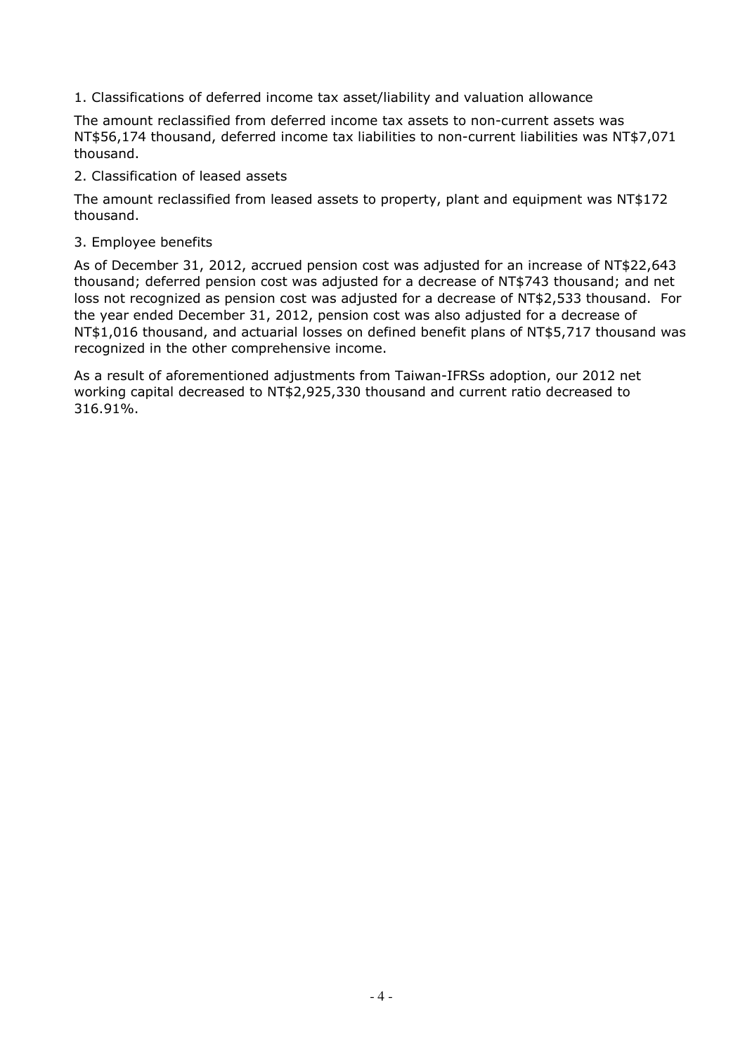1. Classifications of deferred income tax asset/liability and valuation allowance

The amount reclassified from deferred income tax assets to non-current assets was NT$56,174 thousand, deferred income tax liabilities to non-current liabilities was NT$7,071 thousand.

2. Classification of leased assets

The amount reclassified from leased assets to property, plant and equipment was NT$172 thousand.

3. Employee benefits

As of December 31, 2012, accrued pension cost was adjusted for an increase of NT$22,643 thousand; deferred pension cost was adjusted for a decrease of NT$743 thousand; and net loss not recognized as pension cost was adjusted for a decrease of NT$2,533 thousand. For the year ended December 31, 2012, pension cost was also adjusted for a decrease of NT$1,016 thousand, and actuarial losses on defined benefit plans of NT$5,717 thousand was recognized in the other comprehensive income.

As a result of aforementioned adjustments from Taiwan-IFRSs adoption, our 2012 net working capital decreased to NT$2,925,330 thousand and current ratio decreased to 316.91%.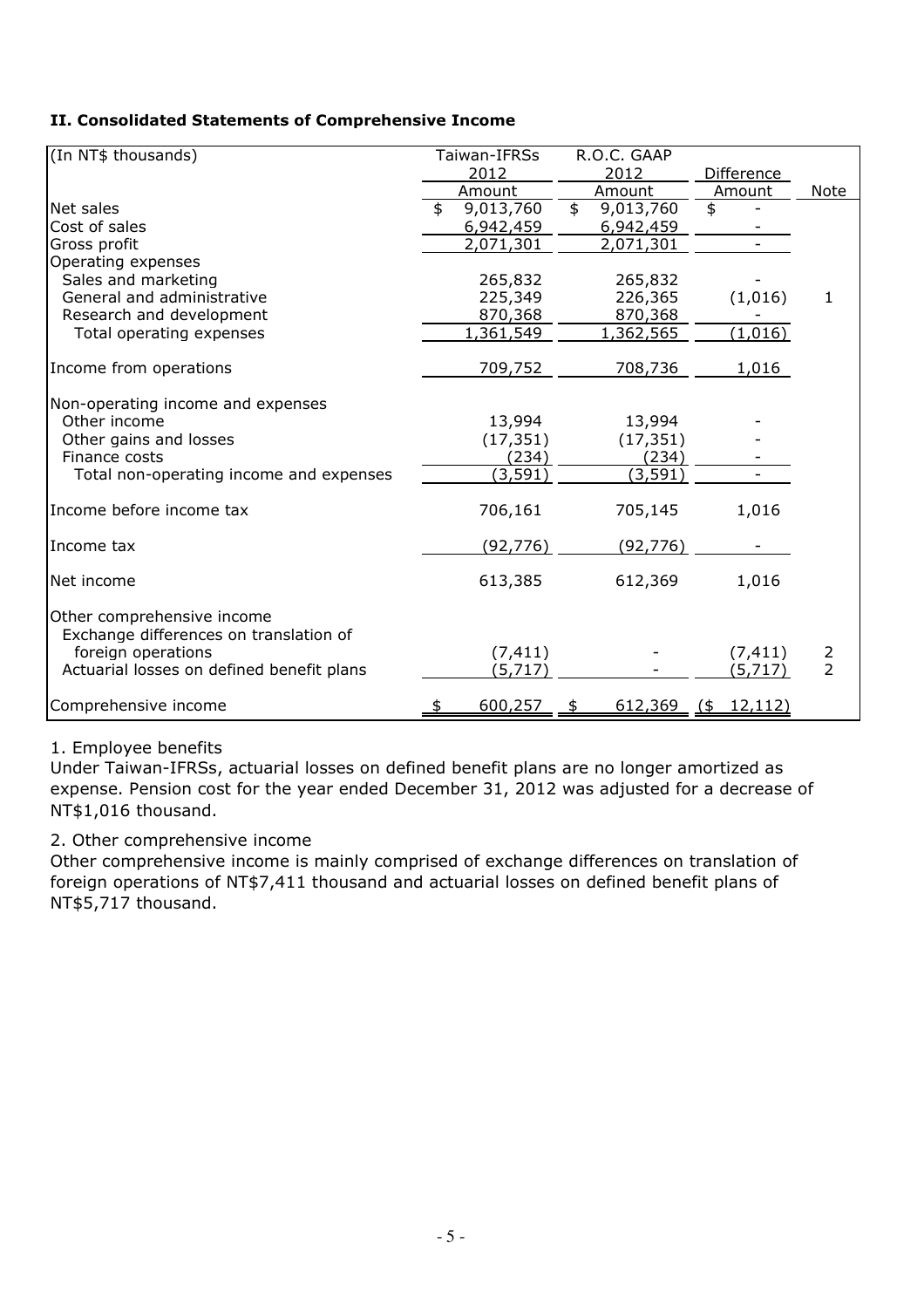**II. Consolidated Statements of Comprehensive Income**

| (In NT$ thousands) | Taiwan-IFRSs 2012 Amount | R.O.C. GAAP 2012 Amount | Difference Amount | Note |
|---|---|---|---|---|
| Net sales | $ 9,013,760 | $ 9,013,760 | $ - | |
| Cost of sales | 6,942,459 | 6,942,459 | - | |
| Gross profit | 2,071,301 | 2,071,301 | - | |
| Operating expenses | | | | |
| Sales and marketing | 265,832 | 265,832 | - | |
| General and administrative | 225,349 | 226,365 | (1,016) | 1 |
| Research and development | 870,368 | 870,368 | - | |
| Total operating expenses | 1,361,549 | 1,362,565 | (1,016) | |
| Income from operations | 709,752 | 708,736 | 1,016 | |
| Non-operating income and expenses | | | | |
| Other income | 13,994 | 13,994 | - | |
| Other gains and losses | (17,351) | (17,351) | - | |
| Finance costs | (234) | (234) | - | |
| Total non-operating income and expenses | (3,591) | (3,591) | - | |
| Income before income tax | 706,161 | 705,145 | 1,016 | |
| Income tax | (92,776) | (92,776) | - | |
| Net income | 613,385 | 612,369 | 1,016 | |
| Other comprehensive income | | | | |
| Exchange differences on translation of foreign operations | (7,411) | - | (7,411) | 2 |
| Actuarial losses on defined benefit plans | (5,717) | - | (5,717) | 2 |
| Comprehensive income | $ 600,257 | $ 612,369 | ($ 12,112) | |

1. Employee benefits

Under Taiwan-IFRSs, actuarial losses on defined benefit plans are no longer amortized as expense. Pension cost for the year ended December 31, 2012 was adjusted for a decrease of NT$1,016 thousand.

2. Other comprehensive income

Other comprehensive income is mainly comprised of exchange differences on translation of foreign operations of NT$7,411 thousand and actuarial losses on defined benefit plans of NT$5,717 thousand.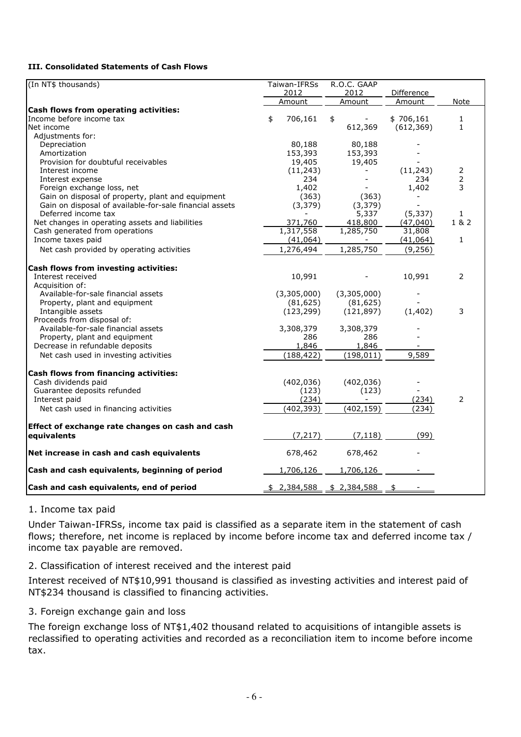**III. Consolidated Statements of Cash Flows**

| (In NT$ thousands) | Taiwan-IFRSs 2012 Amount | R.O.C. GAAP 2012 Amount | Difference Amount | Note |
|---|---|---|---|---|
| **Cash flows from operating activities:** | | | | |
| Income before income tax | $ 706,161 | $ - | $ 706,161 | 1 |
| Net income | | 612,369 | (612,369) | 1 |
| Adjustments for: | | | | |
| Depreciation | 80,188 | 80,188 | - | |
| Amortization | 153,393 | 153,393 | - | |
| Provision for doubtful receivables | 19,405 | 19,405 | - | |
| Interest income | (11,243) | - | (11,243) | 2 |
| Interest expense | 234 | - | 234 | 2 |
| Foreign exchange loss, net | 1,402 | - | 1,402 | 3 |
| Gain on disposal of property, plant and equipment | (363) | (363) | - | |
| Gain on disposal of available-for-sale financial assets | (3,379) | (3,379) | - | |
| Deferred income tax | - | 5,337 | (5,337) | 1 |
| Net changes in operating assets and liabilities | 371,760 | 418,800 | (47,040) | 1 & 2 |
| Cash generated from operations | 1,317,558 | 1,285,750 | 31,808 | |
| Income taxes paid | (41,064) | - | (41,064) | 1 |
| Net cash provided by operating activities | 1,276,494 | 1,285,750 | (9,256) | |
| **Cash flows from investing activities:** | | | | |
| Interest received | 10,991 | - | 10,991 | 2 |
| Acquisition of: | | | | |
| Available-for-sale financial assets | (3,305,000) | (3,305,000) | - | |
| Property, plant and equipment | (81,625) | (81,625) | - | |
| Intangible assets | (123,299) | (121,897) | (1,402) | 3 |
| Proceeds from disposal of: | | | | |
| Available-for-sale financial assets | 3,308,379 | 3,308,379 | - | |
| Property, plant and equipment | 286 | 286 | - | |
| Decrease in refundable deposits | 1,846 | 1,846 | - | |
| Net cash used in investing activities | (188,422) | (198,011) | 9,589 | |
| **Cash flows from financing activities:** | | | | |
| Cash dividends paid | (402,036) | (402,036) | - | |
| Guarantee deposits refunded | (123) | (123) | - | |
| Interest paid | (234) | - | (234) | 2 |
| Net cash used in financing activities | (402,393) | (402,159) | (234) | |
| **Effect of exchange rate changes on cash and cash equivalents** | (7,217) | (7,118) | (99) | |
| **Net increase in cash and cash equivalents** | 678,462 | 678,462 | - | |
| **Cash and cash equivalents, beginning of period** | 1,706,126 | 1,706,126 | - | |
| **Cash and cash equivalents, end of period** | $ 2,384,588 | $ 2,384,588 | $ - | |

1. Income tax paid

Under Taiwan-IFRSs, income tax paid is classified as a separate item in the statement of cash flows; therefore, net income is replaced by income before income tax and deferred income tax / income tax payable are removed.

2. Classification of interest received and the interest paid

Interest received of NT$10,991 thousand is classified as investing activities and interest paid of NT$234 thousand is classified to financing activities.

3. Foreign exchange gain and loss

The foreign exchange loss of NT$1,402 thousand related to acquisitions of intangible assets is reclassified to operating activities and recorded as a reconciliation item to income before income tax.